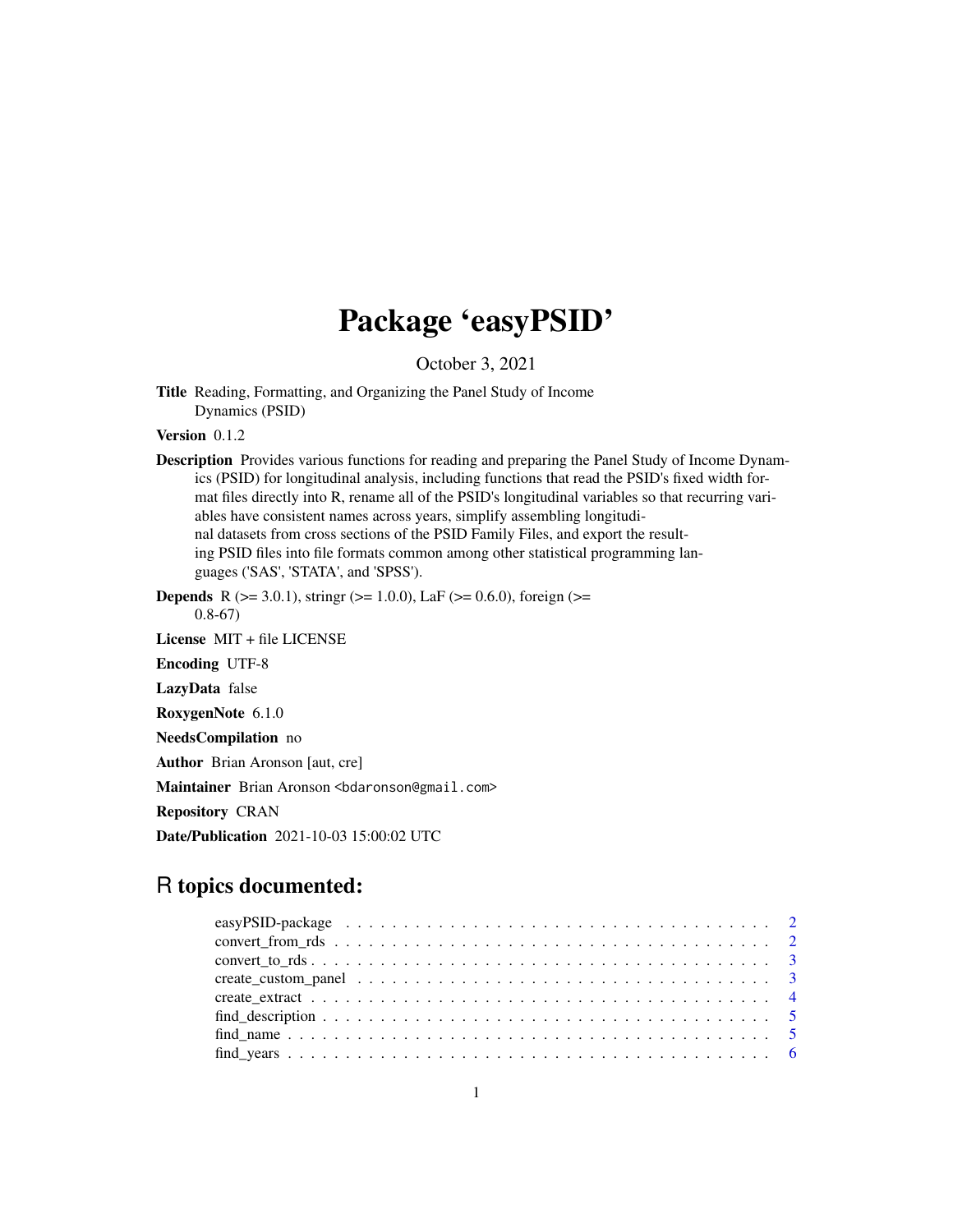# Package 'easyPSID'

October 3, 2021

**Title** Reading, Formatting, and Organizing the Panel Study of Income Dynamics (PSID)

**Version** 0.1.2

**Description** Provides various functions for reading and preparing the Panel Study of Income Dynamics (PSID) for longitudinal analysis, including functions that read the PSID's fixed width format files directly into R, rename all of the PSID's longitudinal variables so that recurring variables have consistent names across years, simplify assembling longitudinal datasets from cross sections of the PSID Family Files, and export the resulting PSID files into file formats common among other statistical programming languages ('SAS', 'STATA', and 'SPSS').

**Depends** R (>= 3.0.1), stringr (>= 1.0.0), LaF (>= 0.6.0), foreign (>= 0.8-67)

**License** MIT + file LICENSE

**Encoding** UTF-8

**LazyData** false

**RoxygenNote** 6.1.0

**NeedsCompilation** no

**Author** Brian Aronson [aut, cre]

**Maintainer** Brian Aronson <bdaronson@gmail.com>

**Repository** CRAN

**Date/Publication** 2021-10-03 15:00:02 UTC

## R topics documented:

| | |
|---|---|
| easyPSID-package | 2 |
| convert_from_rds | 2 |
| convert_to_rds | 3 |
| create_custom_panel | 3 |
| create_extract | 4 |
| find_description | 5 |
| find_name | 5 |
| find_years | 6 |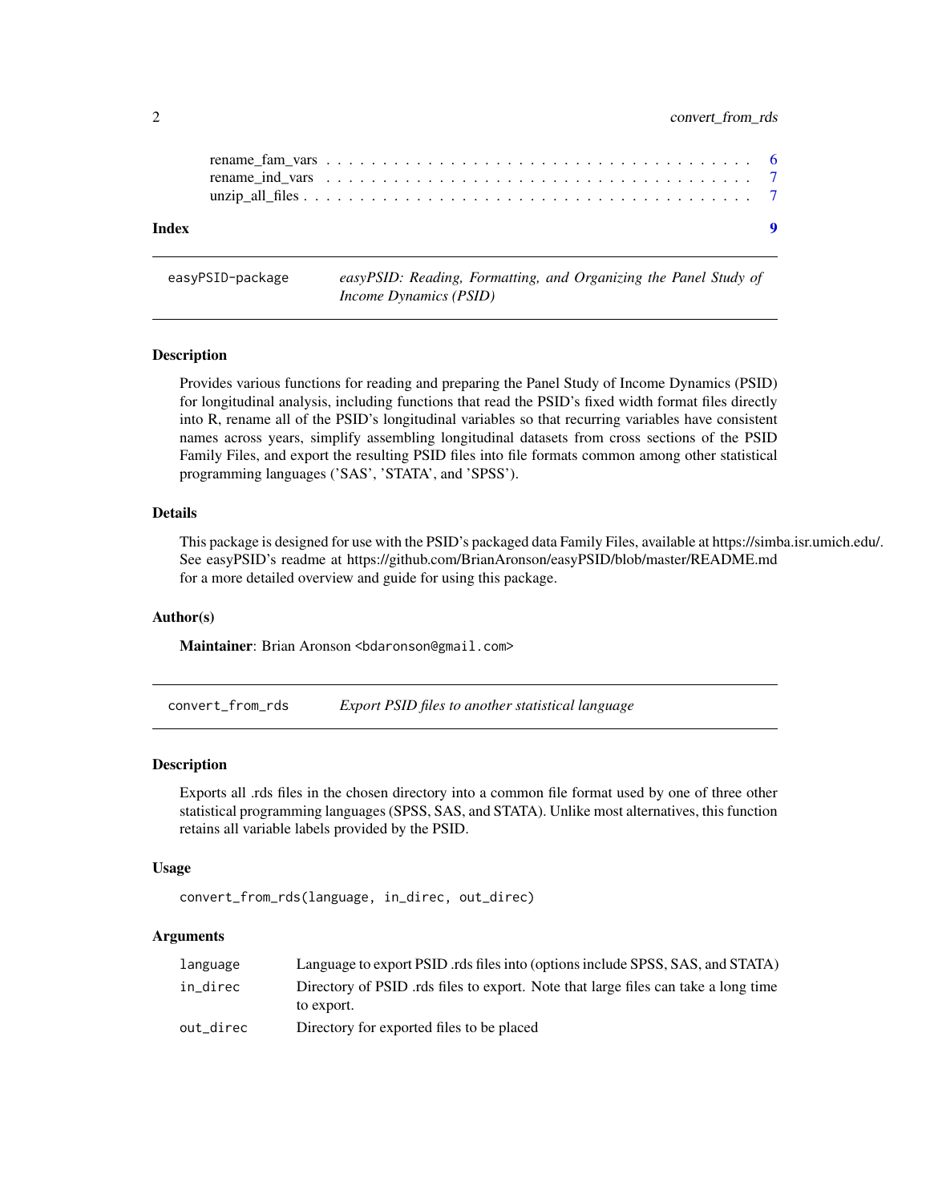rename_fam_vars . . . . . . . . . . . . . . . . . . . . . . . . . . . . . . . . . . . . 6
rename_ind_vars . . . . . . . . . . . . . . . . . . . . . . . . . . . . . . . . . . . . 7
unzip_all_files . . . . . . . . . . . . . . . . . . . . . . . . . . . . . . . . . . . . 7

**Index** **9**

---

## easyPSID-package — *easyPSID: Reading, Formatting, and Organizing the Panel Study of Income Dynamics (PSID)*

### Description

Provides various functions for reading and preparing the Panel Study of Income Dynamics (PSID) for longitudinal analysis, including functions that read the PSID's fixed width format files directly into R, rename all of the PSID's longitudinal variables so that recurring variables have consistent names across years, simplify assembling longitudinal datasets from cross sections of the PSID Family Files, and export the resulting PSID files into file formats common among other statistical programming languages ('SAS', 'STATA', and 'SPSS').

### Details

This package is designed for use with the PSID's packaged data Family Files, available at https://simba.isr.umich.edu/. See easyPSID's readme at https://github.com/BrianAronson/easyPSID/blob/master/README.md for a more detailed overview and guide for using this package.

### Author(s)

**Maintainer**: Brian Aronson <bdaronson@gmail.com>

---

## convert_from_rds — *Export PSID files to another statistical language*

### Description

Exports all .rds files in the chosen directory into a common file format used by one of three other statistical programming languages (SPSS, SAS, and STATA). Unlike most alternatives, this function retains all variable labels provided by the PSID.

### Usage

```
convert_from_rds(language, in_direc, out_direc)
```

### Arguments

| | |
|---|---|
| language | Language to export PSID .rds files into (options include SPSS, SAS, and STATA) |
| in_direc | Directory of PSID .rds files to export. Note that large files can take a long time to export. |
| out_direc | Directory for exported files to be placed |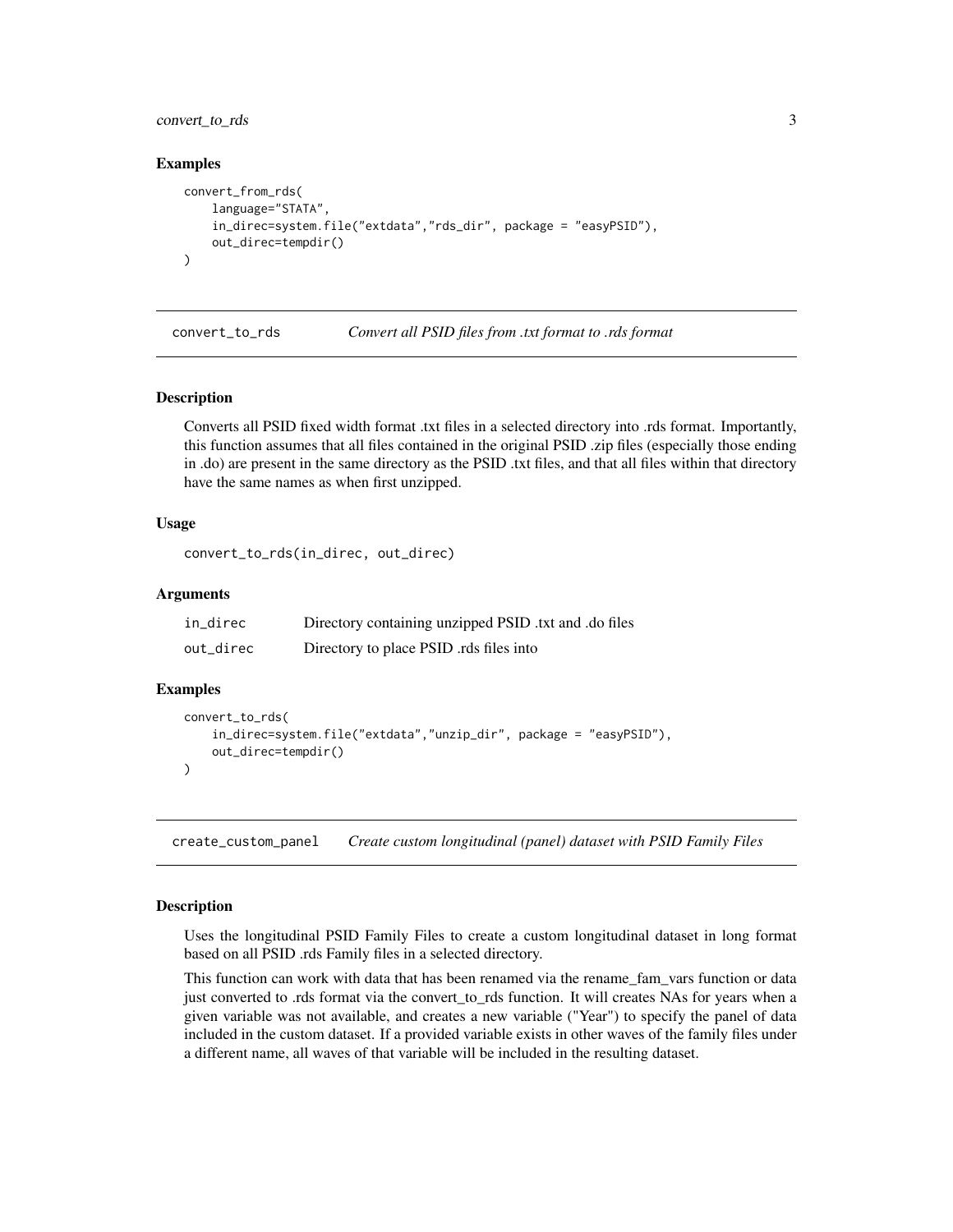## Examples

```
convert_from_rds(
    language="STATA",
    in_direc=system.file("extdata","rds_dir", package = "easyPSID"),
    out_direc=tempdir()
)
```

## convert_to_rds — *Convert all PSID files from .txt format to .rds format*

### Description

Converts all PSID fixed width format .txt files in a selected directory into .rds format. Importantly, this function assumes that all files contained in the original PSID .zip files (especially those ending in .do) are present in the same directory as the PSID .txt files, and that all files within that directory have the same names as when first unzipped.

### Usage

```
convert_to_rds(in_direc, out_direc)
```

### Arguments

| | |
|---|---|
| in_direc | Directory containing unzipped PSID .txt and .do files |
| out_direc | Directory to place PSID .rds files into |

### Examples

```
convert_to_rds(
    in_direc=system.file("extdata","unzip_dir", package = "easyPSID"),
    out_direc=tempdir()
)
```

## create_custom_panel — *Create custom longitudinal (panel) dataset with PSID Family Files*

### Description

Uses the longitudinal PSID Family Files to create a custom longitudinal dataset in long format based on all PSID .rds Family files in a selected directory.

This function can work with data that has been renamed via the rename_fam_vars function or data just converted to .rds format via the convert_to_rds function. It will creates NAs for years when a given variable was not available, and creates a new variable ("Year") to specify the panel of data included in the custom dataset. If a provided variable exists in other waves of the family files under a different name, all waves of that variable will be included in the resulting dataset.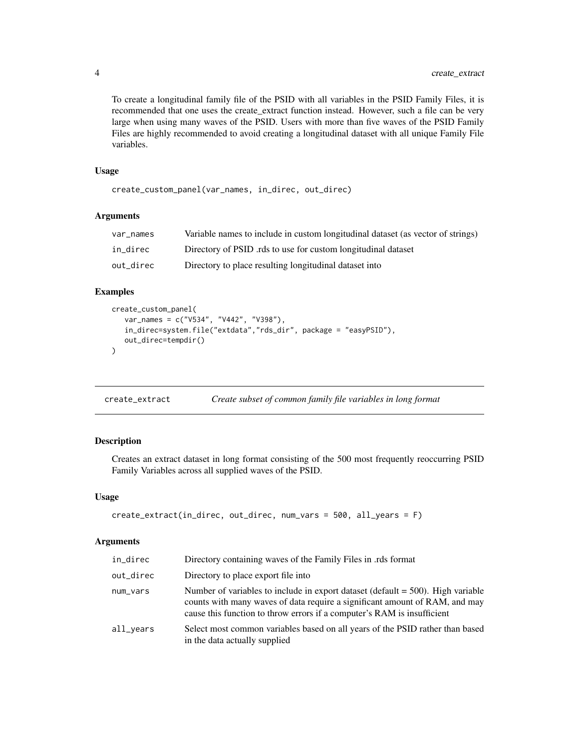To create a longitudinal family file of the PSID with all variables in the PSID Family Files, it is recommended that one uses the create_extract function instead. However, such a file can be very large when using many waves of the PSID. Users with more than five waves of the PSID Family Files are highly recommended to avoid creating a longitudinal dataset with all unique Family File variables.

### Usage

```
create_custom_panel(var_names, in_direc, out_direc)
```

### Arguments

| | |
|---|---|
| var_names | Variable names to include in custom longitudinal dataset (as vector of strings) |
| in_direc | Directory of PSID .rds to use for custom longitudinal dataset |
| out_direc | Directory to place resulting longitudinal dataset into |

### Examples

```
create_custom_panel(
   var_names = c("V534", "V442", "V398"),
   in_direc=system.file("extdata","rds_dir", package = "easyPSID"),
   out_direc=tempdir()
)
```

## create_extract — *Create subset of common family file variables in long format*

### Description

Creates an extract dataset in long format consisting of the 500 most frequently reoccurring PSID Family Variables across all supplied waves of the PSID.

### Usage

```
create_extract(in_direc, out_direc, num_vars = 500, all_years = F)
```

### Arguments

| | |
|---|---|
| in_direc | Directory containing waves of the Family Files in .rds format |
| out_direc | Directory to place export file into |
| num_vars | Number of variables to include in export dataset (default = 500). High variable counts with many waves of data require a significant amount of RAM, and may cause this function to throw errors if a computer's RAM is insufficient |
| all_years | Select most common variables based on all years of the PSID rather than based in the data actually supplied |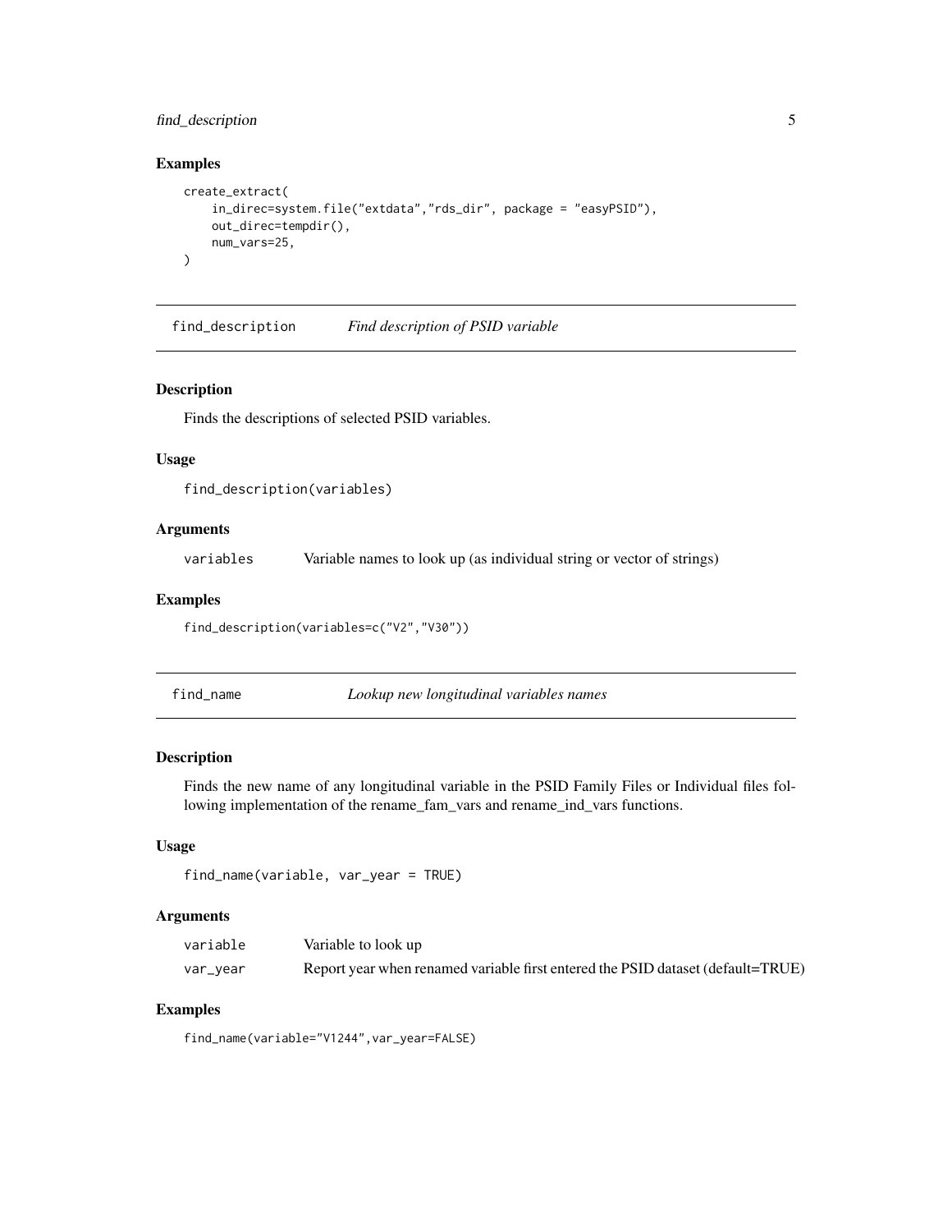## Examples

```
create_extract(
    in_direc=system.file("extdata","rds_dir", package = "easyPSID"),
    out_direc=tempdir(),
    num_vars=25,
)
```

---

## find_description    *Find description of PSID variable*

### Description

Finds the descriptions of selected PSID variables.

### Usage

```
find_description(variables)
```

### Arguments

| | |
|---|---|
| variables | Variable names to look up (as individual string or vector of strings) |

### Examples

```
find_description(variables=c("V2","V30"))
```

---

## find_name    *Lookup new longitudinal variables names*

### Description

Finds the new name of any longitudinal variable in the PSID Family Files or Individual files following implementation of the rename_fam_vars and rename_ind_vars functions.

### Usage

```
find_name(variable, var_year = TRUE)
```

### Arguments

| | |
|---|---|
| variable | Variable to look up |
| var_year | Report year when renamed variable first entered the PSID dataset (default=TRUE) |

### Examples

```
find_name(variable="V1244",var_year=FALSE)
```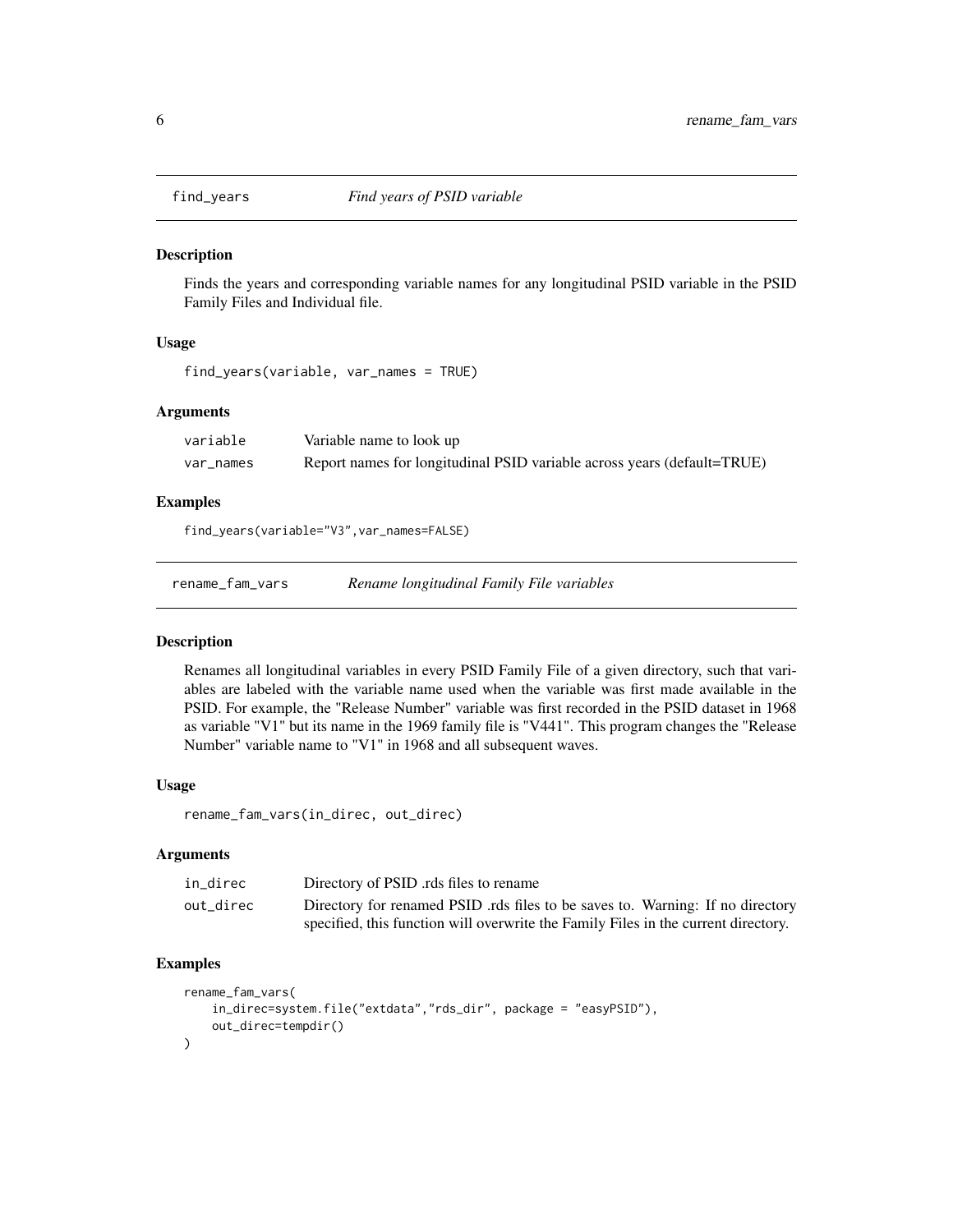## find_years — *Find years of PSID variable*

### Description

Finds the years and corresponding variable names for any longitudinal PSID variable in the PSID Family Files and Individual file.

### Usage

```
find_years(variable, var_names = TRUE)
```

### Arguments

| | |
|---|---|
| variable | Variable name to look up |
| var_names | Report names for longitudinal PSID variable across years (default=TRUE) |

### Examples

```
find_years(variable="V3",var_names=FALSE)
```

## rename_fam_vars — *Rename longitudinal Family File variables*

### Description

Renames all longitudinal variables in every PSID Family File of a given directory, such that variables are labeled with the variable name used when the variable was first made available in the PSID. For example, the "Release Number" variable was first recorded in the PSID dataset in 1968 as variable "V1" but its name in the 1969 family file is "V441". This program changes the "Release Number" variable name to "V1" in 1968 and all subsequent waves.

### Usage

```
rename_fam_vars(in_direc, out_direc)
```

### Arguments

| | |
|---|---|
| in_direc | Directory of PSID .rds files to rename |
| out_direc | Directory for renamed PSID .rds files to be saves to. Warning: If no directory specified, this function will overwrite the Family Files in the current directory. |

### Examples

```
rename_fam_vars(
    in_direc=system.file("extdata","rds_dir", package = "easyPSID"),
    out_direc=tempdir()
)
```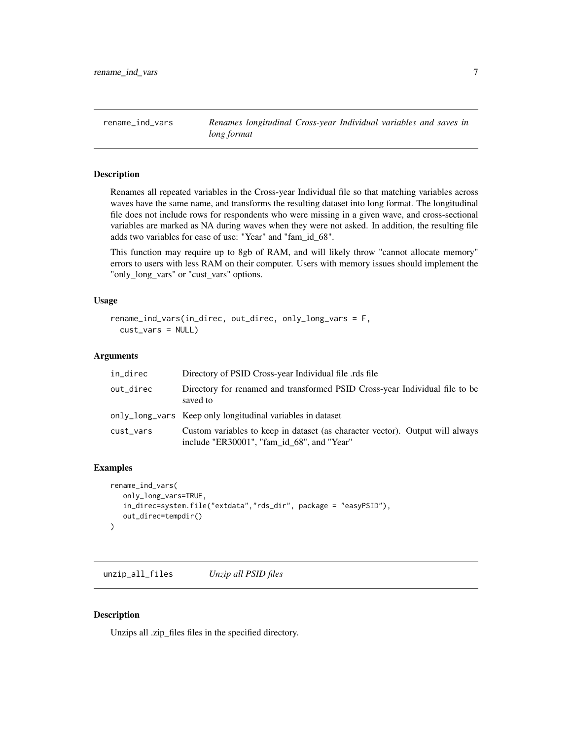## rename_ind_vars — *Renames longitudinal Cross-year Individual variables and saves in long format*

### Description

Renames all repeated variables in the Cross-year Individual file so that matching variables across waves have the same name, and transforms the resulting dataset into long format. The longitudinal file does not include rows for respondents who were missing in a given wave, and cross-sectional variables are marked as NA during waves when they were not asked. In addition, the resulting file adds two variables for ease of use: "Year" and "fam_id_68".

This function may require up to 8gb of RAM, and will likely throw "cannot allocate memory" errors to users with less RAM on their computer. Users with memory issues should implement the "only_long_vars" or "cust_vars" options.

### Usage

```
rename_ind_vars(in_direc, out_direc, only_long_vars = F,
  cust_vars = NULL)
```

### Arguments

| | |
|---|---|
| `in_direc` | Directory of PSID Cross-year Individual file .rds file |
| `out_direc` | Directory for renamed and transformed PSID Cross-year Individual file to be saved to |
| `only_long_vars` | Keep only longitudinal variables in dataset |
| `cust_vars` | Custom variables to keep in dataset (as character vector). Output will always include "ER30001", "fam_id_68", and "Year" |

### Examples

```
rename_ind_vars(
   only_long_vars=TRUE,
   in_direc=system.file("extdata","rds_dir", package = "easyPSID"),
   out_direc=tempdir()
)
```

## unzip_all_files — *Unzip all PSID files*

### Description

Unzips all .zip_files files in the specified directory.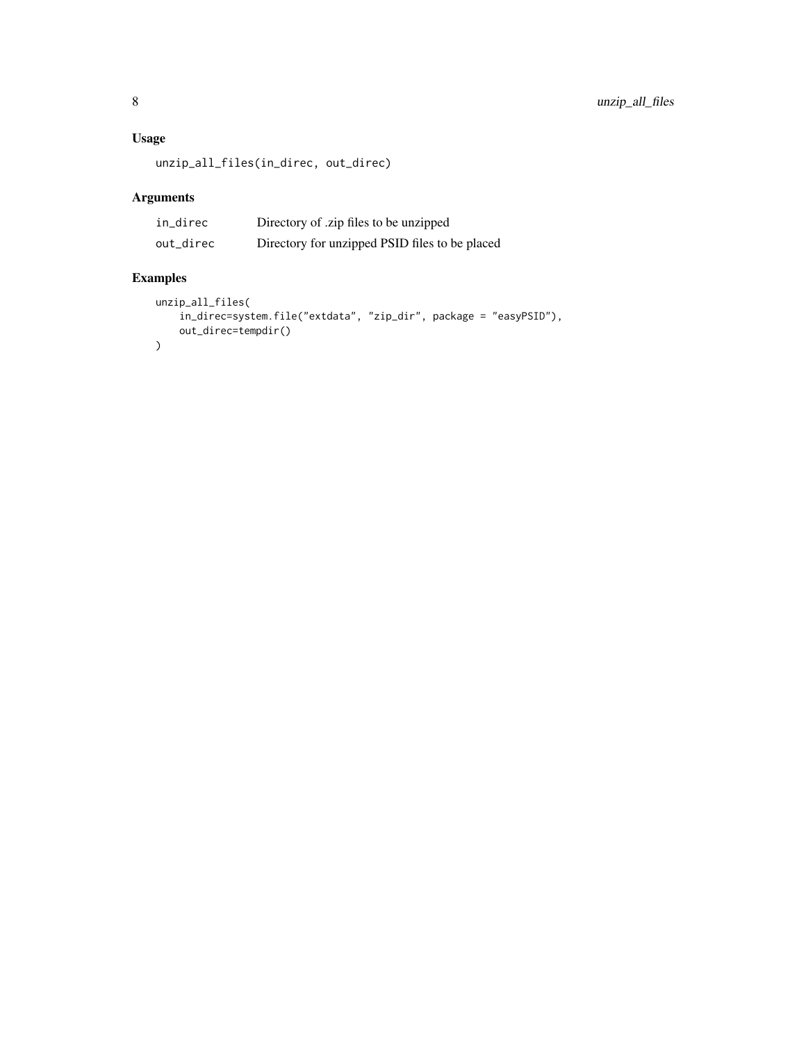## Usage

```
unzip_all_files(in_direc, out_direc)
```

## Arguments

| | |
|---|---|
| in_direc | Directory of .zip files to be unzipped |
| out_direc | Directory for unzipped PSID files to be placed |

## Examples

```
unzip_all_files(
    in_direc=system.file("extdata", "zip_dir", package = "easyPSID"),
    out_direc=tempdir()
)
```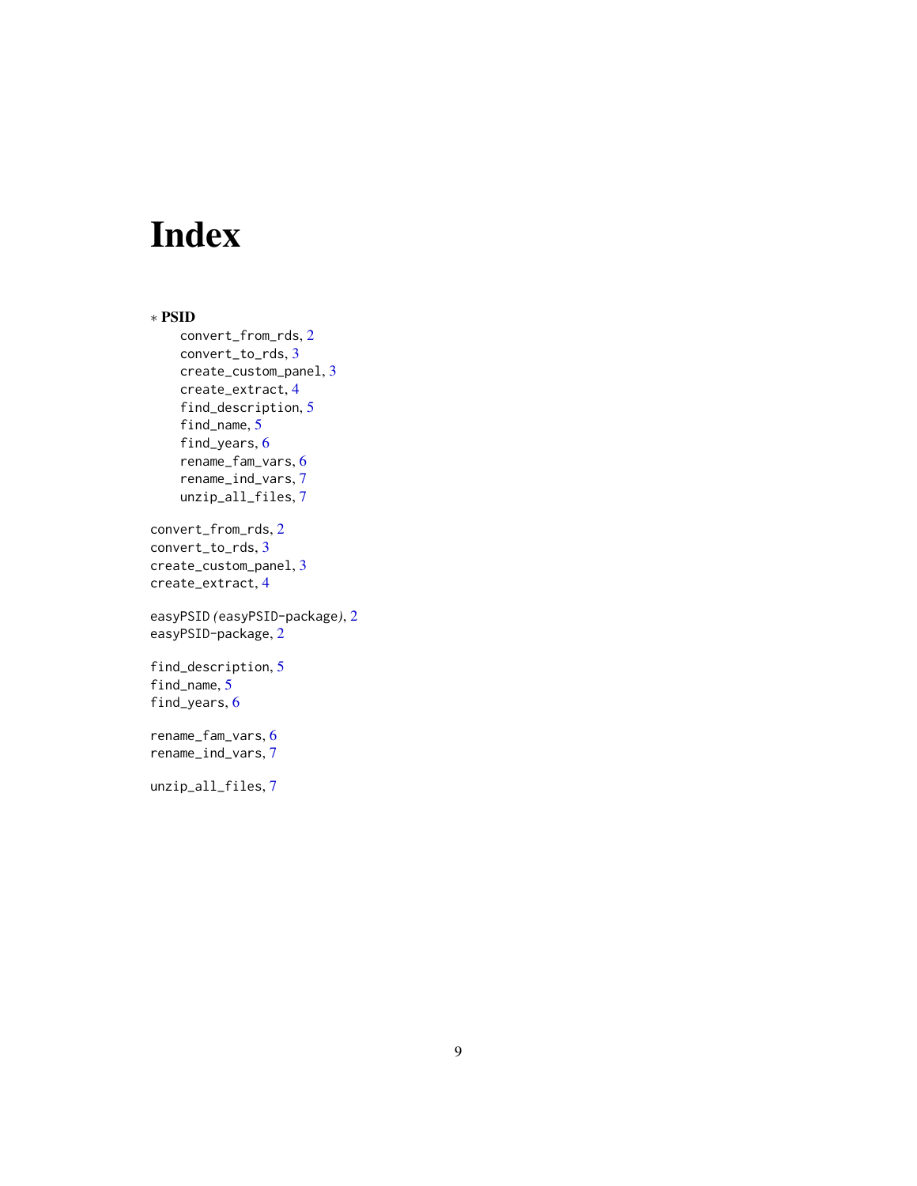# Index

∗ **PSID**

- convert_from_rds, 2
- convert_to_rds, 3
- create_custom_panel, 3
- create_extract, 4
- find_description, 5
- find_name, 5
- find_years, 6
- rename_fam_vars, 6
- rename_ind_vars, 7
- unzip_all_files, 7

convert_from_rds, 2
convert_to_rds, 3
create_custom_panel, 3
create_extract, 4

easyPSID (easyPSID-package), 2
easyPSID-package, 2

find_description, 5
find_name, 5
find_years, 6

rename_fam_vars, 6
rename_ind_vars, 7

unzip_all_files, 7